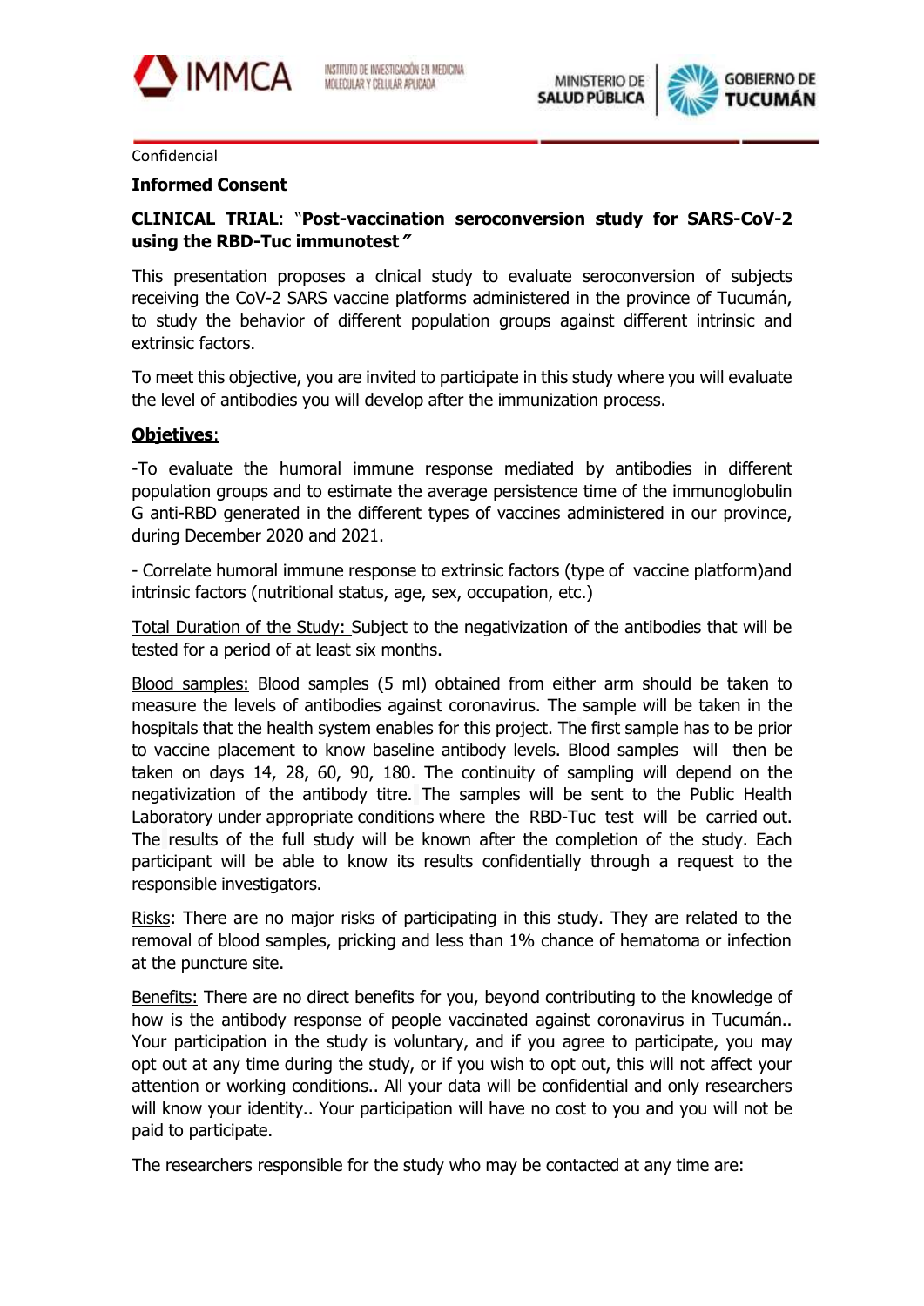Confidencial

**Informed Consent**

**CLINICAL TRIAL**: "**Post-vaccination seroconversion study for SARS-CoV-2 using the RBD-Tuc immunotest**"

This presentation proposes a clnical study to evaluate seroconversion of subjects receiving the CoV-2 SARS vaccine platforms administered in the province of Tucumán, to study the behavior of different population groups against different intrinsic and extrinsic factors.

To meet this objective, you are invited to participate in this study where you will evaluate the level of antibodies you will develop after the immunization process.

**Objetives**:

-To evaluate the humoral immune response mediated by antibodies in different population groups and to estimate the average persistence time of the immunoglobulin G anti-RBD generated in the different types of vaccines administered in our province, during December 2020 and 2021.

- Correlate humoral immune response to extrinsic factors (type of vaccine platform)and intrinsic factors (nutritional status, age, sex, occupation, etc.)

Total Duration of the Study: Subject to the negativization of the antibodies that will be tested for a period of at least six months.

Blood samples: Blood samples (5 ml) obtained from either arm should be taken to measure the levels of antibodies against coronavirus. The sample will be taken in the hospitals that the health system enables for this project. The first sample has to be prior to vaccine placement to know baseline antibody levels. Blood samples will then be taken on days 14, 28, 60, 90, 180. The continuity of sampling will depend on the negativization of the antibody titre. The samples will be sent to the Public Health Laboratory under appropriate conditions where the RBD-Tuc test will be carried out. The results of the full study will be known after the completion of the study. Each participant will be able to know its results confidentially through a request to the responsible investigators.

Risks: There are no major risks of participating in this study. They are related to the removal of blood samples, pricking and less than 1% chance of hematoma or infection at the puncture site.

Benefits: There are no direct benefits for you, beyond contributing to the knowledge of how is the antibody response of people vaccinated against coronavirus in Tucumán.. Your participation in the study is voluntary, and if you agree to participate, you may opt out at any time during the study, or if you wish to opt out, this will not affect your attention or working conditions.. All your data will be confidential and only researchers will know your identity.. Your participation will have no cost to you and you will not be paid to participate.

The researchers responsible for the study who may be contacted at any time are: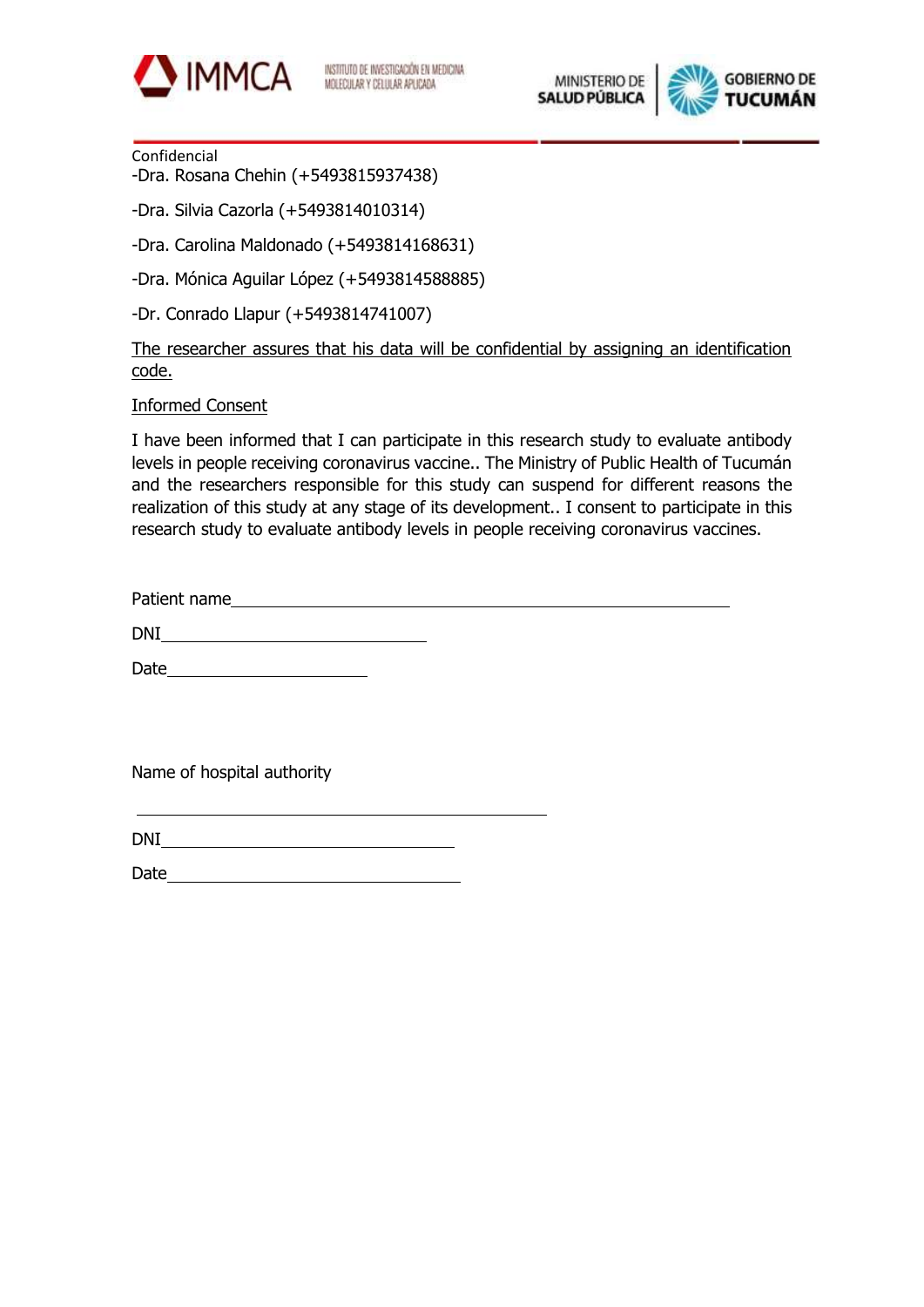Confidencial

-Dra. Rosana Chehin (+5493815937438)

-Dra. Silvia Cazorla (+5493814010314)

-Dra. Carolina Maldonado (+5493814168631)

-Dra. Mónica Aguilar López (+5493814588885)

-Dr. Conrado Llapur (+5493814741007)

The researcher assures that his data will be confidential by assigning an identification code.

Informed Consent

I have been informed that I can participate in this research study to evaluate antibody levels in people receiving coronavirus vaccine.. The Ministry of Public Health of Tucumán and the researchers responsible for this study can suspend for different reasons the realization of this study at any stage of its development.. I consent to participate in this research study to evaluate antibody levels in people receiving coronavirus vaccines.

Patient name\_\_\_\_\_\_\_\_\_\_\_\_\_\_\_\_\_\_\_\_\_\_\_\_\_\_\_\_\_\_\_\_\_\_\_\_\_\_\_\_\_\_\_\_\_\_\_\_

DNI\_\_\_\_\_\_\_\_\_\_\_\_\_\_\_\_\_\_\_\_\_\_\_\_\_\_

Date\_\_\_\_\_\_\_\_\_\_\_\_\_\_\_\_\_\_\_\_

Name of hospital authority

\_\_\_\_\_\_\_\_\_\_\_\_\_\_\_\_\_\_\_\_\_\_\_\_\_\_\_\_\_\_\_\_\_\_\_\_\_\_\_\_

DNI\_\_\_\_\_\_\_\_\_\_\_\_\_\_\_\_\_\_\_\_\_\_\_\_\_\_\_\_\_

Date\_\_\_\_\_\_\_\_\_\_\_\_\_\_\_\_\_\_\_\_\_\_\_\_\_\_\_\_\_